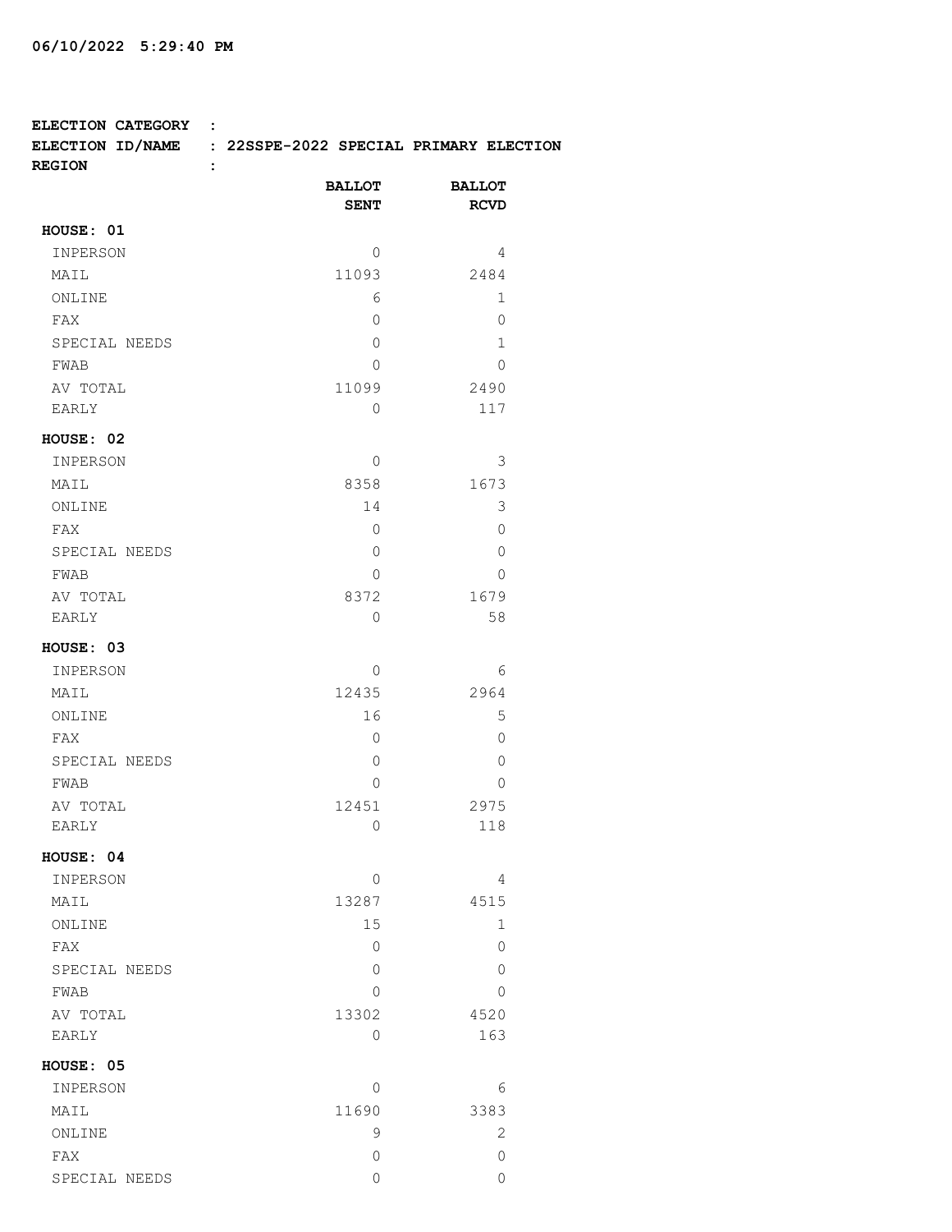06/10/2022 5:29:40 PM

**ELECTION CATEGORY :**
**ELECTION ID/NAME : 22SSPE-2022 SPECIAL PRIMARY ELECTION**
**REGION :**

| | BALLOT SENT | BALLOT RCVD |
|---|---|---|
| **HOUSE: 01** | | |
| INPERSON | 0 | 4 |
| MAIL | 11093 | 2484 |
| ONLINE | 6 | 1 |
| FAX | 0 | 0 |
| SPECIAL NEEDS | 0 | 1 |
| FWAB | 0 | 0 |
| AV TOTAL | 11099 | 2490 |
| EARLY | 0 | 117 |
| **HOUSE: 02** | | |
| INPERSON | 0 | 3 |
| MAIL | 8358 | 1673 |
| ONLINE | 14 | 3 |
| FAX | 0 | 0 |
| SPECIAL NEEDS | 0 | 0 |
| FWAB | 0 | 0 |
| AV TOTAL | 8372 | 1679 |
| EARLY | 0 | 58 |
| **HOUSE: 03** | | |
| INPERSON | 0 | 6 |
| MAIL | 12435 | 2964 |
| ONLINE | 16 | 5 |
| FAX | 0 | 0 |
| SPECIAL NEEDS | 0 | 0 |
| FWAB | 0 | 0 |
| AV TOTAL | 12451 | 2975 |
| EARLY | 0 | 118 |
| **HOUSE: 04** | | |
| INPERSON | 0 | 4 |
| MAIL | 13287 | 4515 |
| ONLINE | 15 | 1 |
| FAX | 0 | 0 |
| SPECIAL NEEDS | 0 | 0 |
| FWAB | 0 | 0 |
| AV TOTAL | 13302 | 4520 |
| EARLY | 0 | 163 |
| **HOUSE: 05** | | |
| INPERSON | 0 | 6 |
| MAIL | 11690 | 3383 |
| ONLINE | 9 | 2 |
| FAX | 0 | 0 |
| SPECIAL NEEDS | 0 | 0 |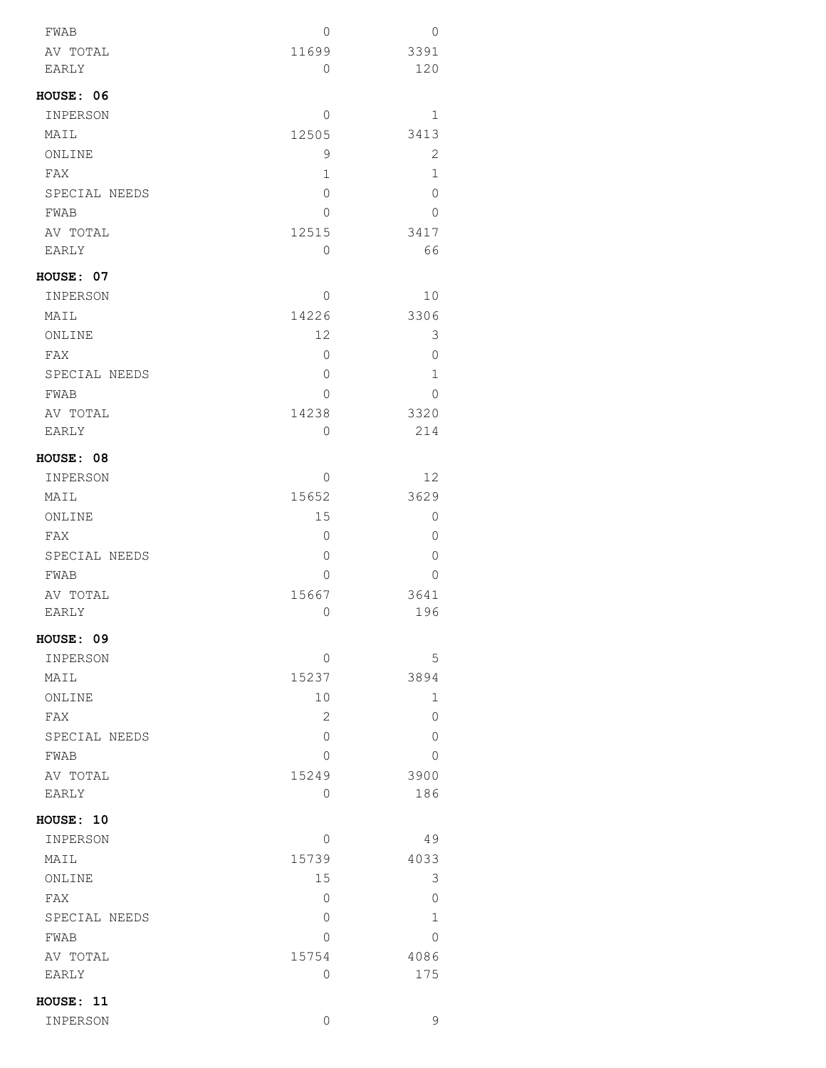| | | |
|---|---|---|
| FWAB | 0 | 0 |
| AV TOTAL | 11699 | 3391 |
| EARLY | 0 | 120 |

**HOUSE: 06**

| | | |
|---|---|---|
| INPERSON | 0 | 1 |
| MAIL | 12505 | 3413 |
| ONLINE | 9 | 2 |
| FAX | 1 | 1 |
| SPECIAL NEEDS | 0 | 0 |
| FWAB | 0 | 0 |
| AV TOTAL | 12515 | 3417 |
| EARLY | 0 | 66 |

**HOUSE: 07**

| | | |
|---|---|---|
| INPERSON | 0 | 10 |
| MAIL | 14226 | 3306 |
| ONLINE | 12 | 3 |
| FAX | 0 | 0 |
| SPECIAL NEEDS | 0 | 1 |
| FWAB | 0 | 0 |
| AV TOTAL | 14238 | 3320 |
| EARLY | 0 | 214 |

**HOUSE: 08**

| | | |
|---|---|---|
| INPERSON | 0 | 12 |
| MAIL | 15652 | 3629 |
| ONLINE | 15 | 0 |
| FAX | 0 | 0 |
| SPECIAL NEEDS | 0 | 0 |
| FWAB | 0 | 0 |
| AV TOTAL | 15667 | 3641 |
| EARLY | 0 | 196 |

**HOUSE: 09**

| | | |
|---|---|---|
| INPERSON | 0 | 5 |
| MAIL | 15237 | 3894 |
| ONLINE | 10 | 1 |
| FAX | 2 | 0 |
| SPECIAL NEEDS | 0 | 0 |
| FWAB | 0 | 0 |
| AV TOTAL | 15249 | 3900 |
| EARLY | 0 | 186 |

**HOUSE: 10**

| | | |
|---|---|---|
| INPERSON | 0 | 49 |
| MAIL | 15739 | 4033 |
| ONLINE | 15 | 3 |
| FAX | 0 | 0 |
| SPECIAL NEEDS | 0 | 1 |
| FWAB | 0 | 0 |
| AV TOTAL | 15754 | 4086 |
| EARLY | 0 | 175 |

**HOUSE: 11**

| | | |
|---|---|---|
| INPERSON | 0 | 9 |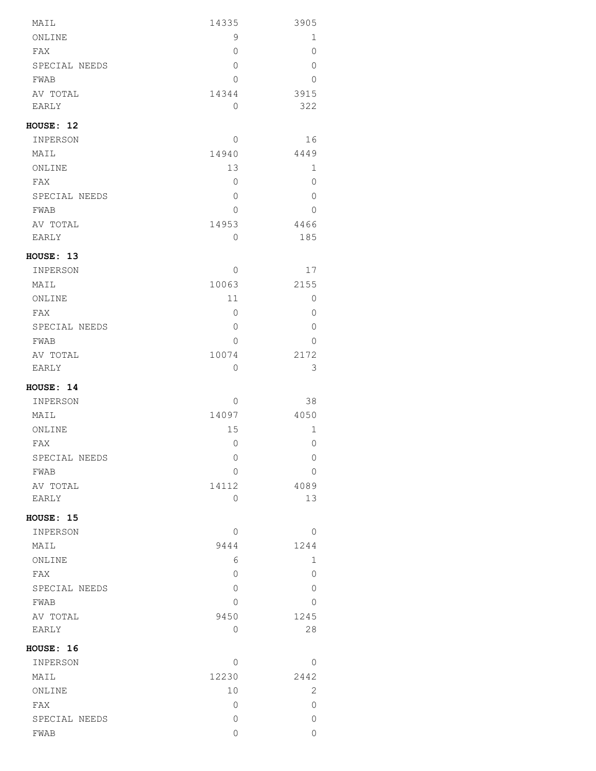| | | |
|---|---|---|
| MAIL | 14335 | 3905 |
| ONLINE | 9 | 1 |
| FAX | 0 | 0 |
| SPECIAL NEEDS | 0 | 0 |
| FWAB | 0 | 0 |
| AV TOTAL | 14344 | 3915 |
| EARLY | 0 | 322 |

**HOUSE: 12**

| | | |
|---|---|---|
| INPERSON | 0 | 16 |
| MAIL | 14940 | 4449 |
| ONLINE | 13 | 1 |
| FAX | 0 | 0 |
| SPECIAL NEEDS | 0 | 0 |
| FWAB | 0 | 0 |
| AV TOTAL | 14953 | 4466 |
| EARLY | 0 | 185 |

**HOUSE: 13**

| | | |
|---|---|---|
| INPERSON | 0 | 17 |
| MAIL | 10063 | 2155 |
| ONLINE | 11 | 0 |
| FAX | 0 | 0 |
| SPECIAL NEEDS | 0 | 0 |
| FWAB | 0 | 0 |
| AV TOTAL | 10074 | 2172 |
| EARLY | 0 | 3 |

**HOUSE: 14**

| | | |
|---|---|---|
| INPERSON | 0 | 38 |
| MAIL | 14097 | 4050 |
| ONLINE | 15 | 1 |
| FAX | 0 | 0 |
| SPECIAL NEEDS | 0 | 0 |
| FWAB | 0 | 0 |
| AV TOTAL | 14112 | 4089 |
| EARLY | 0 | 13 |

**HOUSE: 15**

| | | |
|---|---|---|
| INPERSON | 0 | 0 |
| MAIL | 9444 | 1244 |
| ONLINE | 6 | 1 |
| FAX | 0 | 0 |
| SPECIAL NEEDS | 0 | 0 |
| FWAB | 0 | 0 |
| AV TOTAL | 9450 | 1245 |
| EARLY | 0 | 28 |

**HOUSE: 16**

| | | |
|---|---|---|
| INPERSON | 0 | 0 |
| MAIL | 12230 | 2442 |
| ONLINE | 10 | 2 |
| FAX | 0 | 0 |
| SPECIAL NEEDS | 0 | 0 |
| FWAB | 0 | 0 |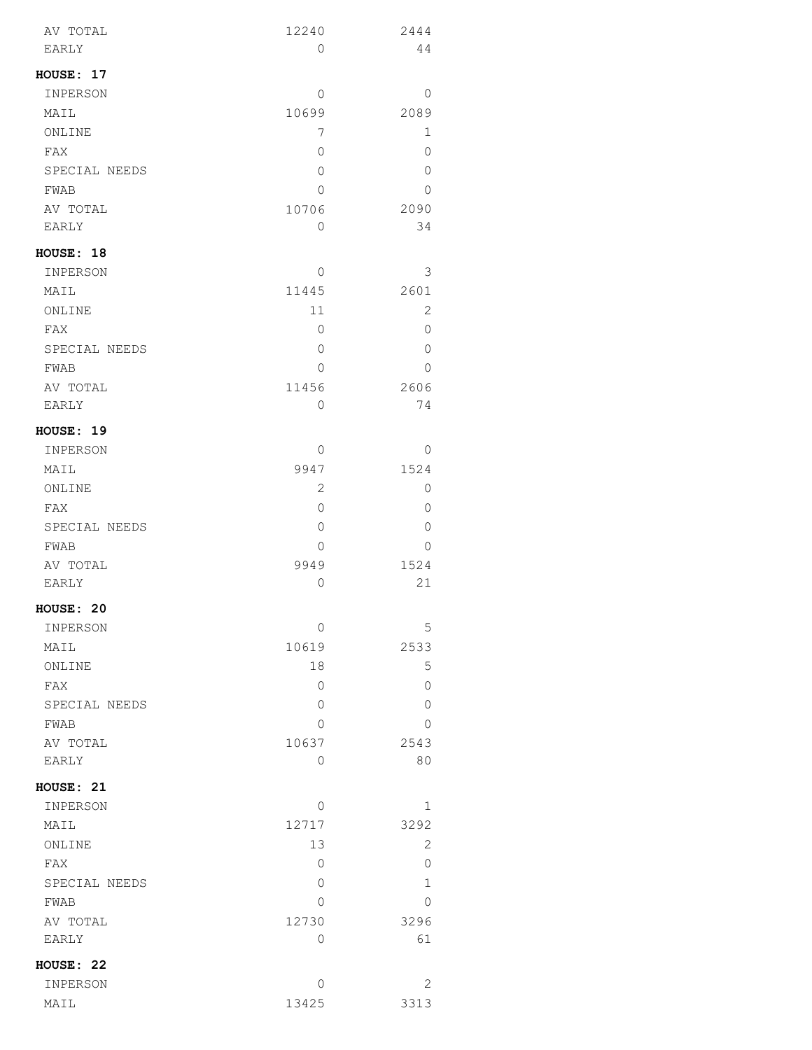| | | |
|---|---|---|
| AV TOTAL | 12240 | 2444 |
| EARLY | 0 | 44 |

**HOUSE: 17**

| | | |
|---|---|---|
| INPERSON | 0 | 0 |
| MAIL | 10699 | 2089 |
| ONLINE | 7 | 1 |
| FAX | 0 | 0 |
| SPECIAL NEEDS | 0 | 0 |
| FWAB | 0 | 0 |
| AV TOTAL | 10706 | 2090 |
| EARLY | 0 | 34 |

**HOUSE: 18**

| | | |
|---|---|---|
| INPERSON | 0 | 3 |
| MAIL | 11445 | 2601 |
| ONLINE | 11 | 2 |
| FAX | 0 | 0 |
| SPECIAL NEEDS | 0 | 0 |
| FWAB | 0 | 0 |
| AV TOTAL | 11456 | 2606 |
| EARLY | 0 | 74 |

**HOUSE: 19**

| | | |
|---|---|---|
| INPERSON | 0 | 0 |
| MAIL | 9947 | 1524 |
| ONLINE | 2 | 0 |
| FAX | 0 | 0 |
| SPECIAL NEEDS | 0 | 0 |
| FWAB | 0 | 0 |
| AV TOTAL | 9949 | 1524 |
| EARLY | 0 | 21 |

**HOUSE: 20**

| | | |
|---|---|---|
| INPERSON | 0 | 5 |
| MAIL | 10619 | 2533 |
| ONLINE | 18 | 5 |
| FAX | 0 | 0 |
| SPECIAL NEEDS | 0 | 0 |
| FWAB | 0 | 0 |
| AV TOTAL | 10637 | 2543 |
| EARLY | 0 | 80 |

**HOUSE: 21**

| | | |
|---|---|---|
| INPERSON | 0 | 1 |
| MAIL | 12717 | 3292 |
| ONLINE | 13 | 2 |
| FAX | 0 | 0 |
| SPECIAL NEEDS | 0 | 1 |
| FWAB | 0 | 0 |
| AV TOTAL | 12730 | 3296 |
| EARLY | 0 | 61 |

**HOUSE: 22**

| | | |
|---|---|---|
| INPERSON | 0 | 2 |
| MAIL | 13425 | 3313 |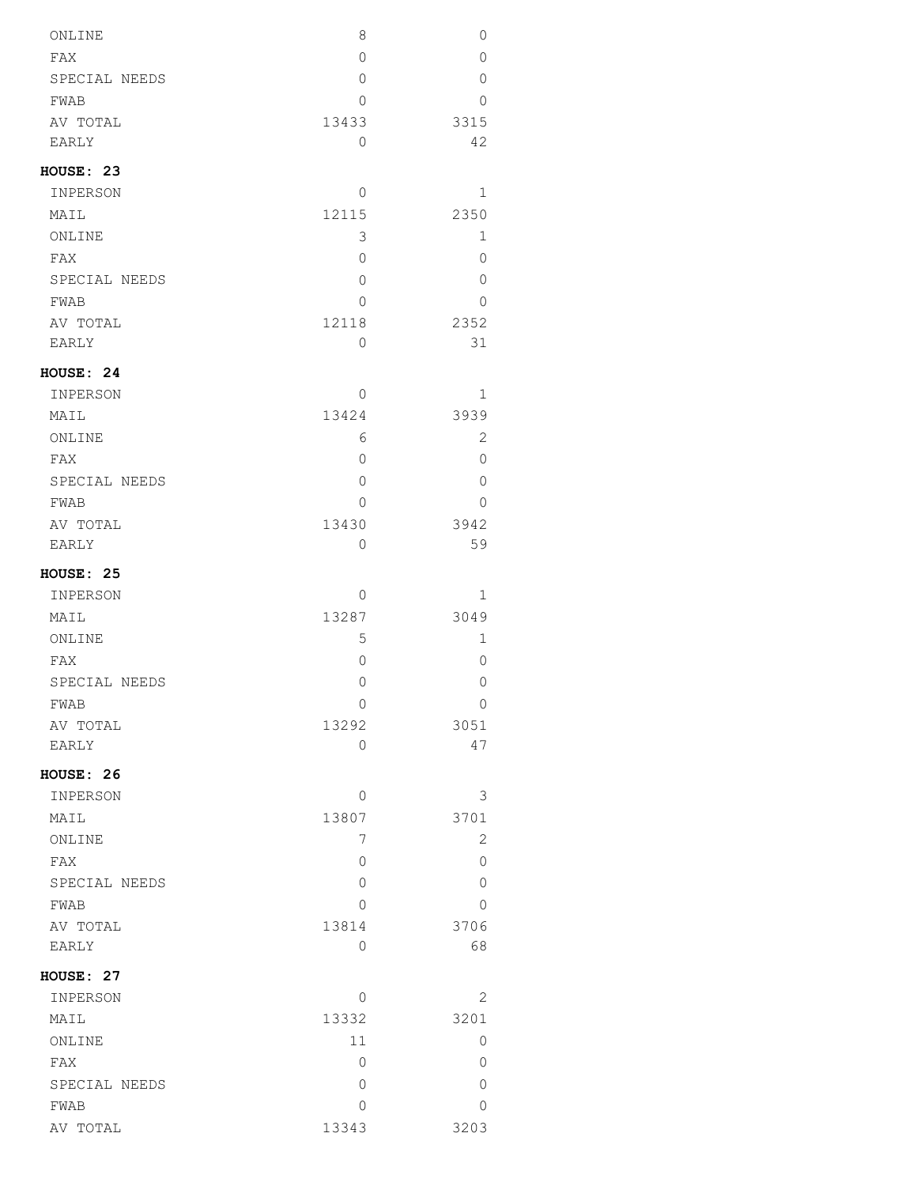| | | |
|---|---|---|
| ONLINE | 8 | 0 |
| FAX | 0 | 0 |
| SPECIAL NEEDS | 0 | 0 |
| FWAB | 0 | 0 |
| AV TOTAL | 13433 | 3315 |
| EARLY | 0 | 42 |

**HOUSE: 23**

| | | |
|---|---|---|
| INPERSON | 0 | 1 |
| MAIL | 12115 | 2350 |
| ONLINE | 3 | 1 |
| FAX | 0 | 0 |
| SPECIAL NEEDS | 0 | 0 |
| FWAB | 0 | 0 |
| AV TOTAL | 12118 | 2352 |
| EARLY | 0 | 31 |

**HOUSE: 24**

| | | |
|---|---|---|
| INPERSON | 0 | 1 |
| MAIL | 13424 | 3939 |
| ONLINE | 6 | 2 |
| FAX | 0 | 0 |
| SPECIAL NEEDS | 0 | 0 |
| FWAB | 0 | 0 |
| AV TOTAL | 13430 | 3942 |
| EARLY | 0 | 59 |

**HOUSE: 25**

| | | |
|---|---|---|
| INPERSON | 0 | 1 |
| MAIL | 13287 | 3049 |
| ONLINE | 5 | 1 |
| FAX | 0 | 0 |
| SPECIAL NEEDS | 0 | 0 |
| FWAB | 0 | 0 |
| AV TOTAL | 13292 | 3051 |
| EARLY | 0 | 47 |

**HOUSE: 26**

| | | |
|---|---|---|
| INPERSON | 0 | 3 |
| MAIL | 13807 | 3701 |
| ONLINE | 7 | 2 |
| FAX | 0 | 0 |
| SPECIAL NEEDS | 0 | 0 |
| FWAB | 0 | 0 |
| AV TOTAL | 13814 | 3706 |
| EARLY | 0 | 68 |

**HOUSE: 27**

| | | |
|---|---|---|
| INPERSON | 0 | 2 |
| MAIL | 13332 | 3201 |
| ONLINE | 11 | 0 |
| FAX | 0 | 0 |
| SPECIAL NEEDS | 0 | 0 |
| FWAB | 0 | 0 |
| AV TOTAL | 13343 | 3203 |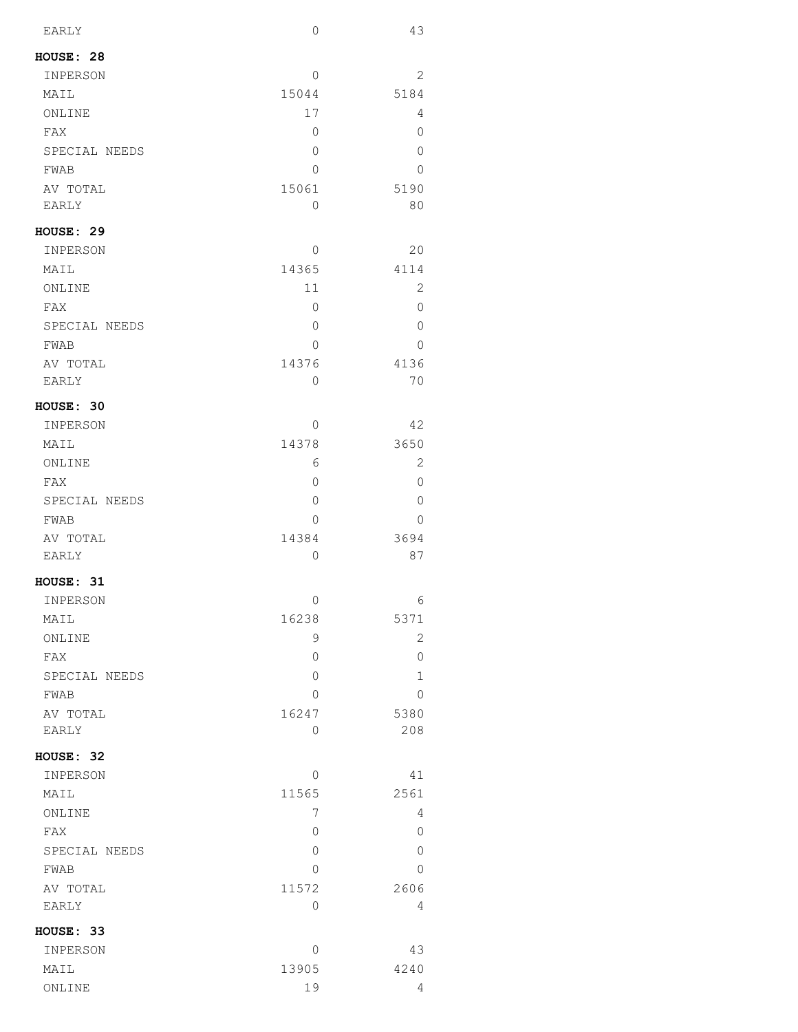| | | |
|---|---|---|
| EARLY | 0 | 43 |

**HOUSE: 28**

| | | |
|---|---|---|
| INPERSON | 0 | 2 |
| MAIL | 15044 | 5184 |
| ONLINE | 17 | 4 |
| FAX | 0 | 0 |
| SPECIAL NEEDS | 0 | 0 |
| FWAB | 0 | 0 |
| AV TOTAL | 15061 | 5190 |
| EARLY | 0 | 80 |

**HOUSE: 29**

| | | |
|---|---|---|
| INPERSON | 0 | 20 |
| MAIL | 14365 | 4114 |
| ONLINE | 11 | 2 |
| FAX | 0 | 0 |
| SPECIAL NEEDS | 0 | 0 |
| FWAB | 0 | 0 |
| AV TOTAL | 14376 | 4136 |
| EARLY | 0 | 70 |

**HOUSE: 30**

| | | |
|---|---|---|
| INPERSON | 0 | 42 |
| MAIL | 14378 | 3650 |
| ONLINE | 6 | 2 |
| FAX | 0 | 0 |
| SPECIAL NEEDS | 0 | 0 |
| FWAB | 0 | 0 |
| AV TOTAL | 14384 | 3694 |
| EARLY | 0 | 87 |

**HOUSE: 31**

| | | |
|---|---|---|
| INPERSON | 0 | 6 |
| MAIL | 16238 | 5371 |
| ONLINE | 9 | 2 |
| FAX | 0 | 0 |
| SPECIAL NEEDS | 0 | 1 |
| FWAB | 0 | 0 |
| AV TOTAL | 16247 | 5380 |
| EARLY | 0 | 208 |

**HOUSE: 32**

| | | |
|---|---|---|
| INPERSON | 0 | 41 |
| MAIL | 11565 | 2561 |
| ONLINE | 7 | 4 |
| FAX | 0 | 0 |
| SPECIAL NEEDS | 0 | 0 |
| FWAB | 0 | 0 |
| AV TOTAL | 11572 | 2606 |
| EARLY | 0 | 4 |

**HOUSE: 33**

| | | |
|---|---|---|
| INPERSON | 0 | 43 |
| MAIL | 13905 | 4240 |
| ONLINE | 19 | 4 |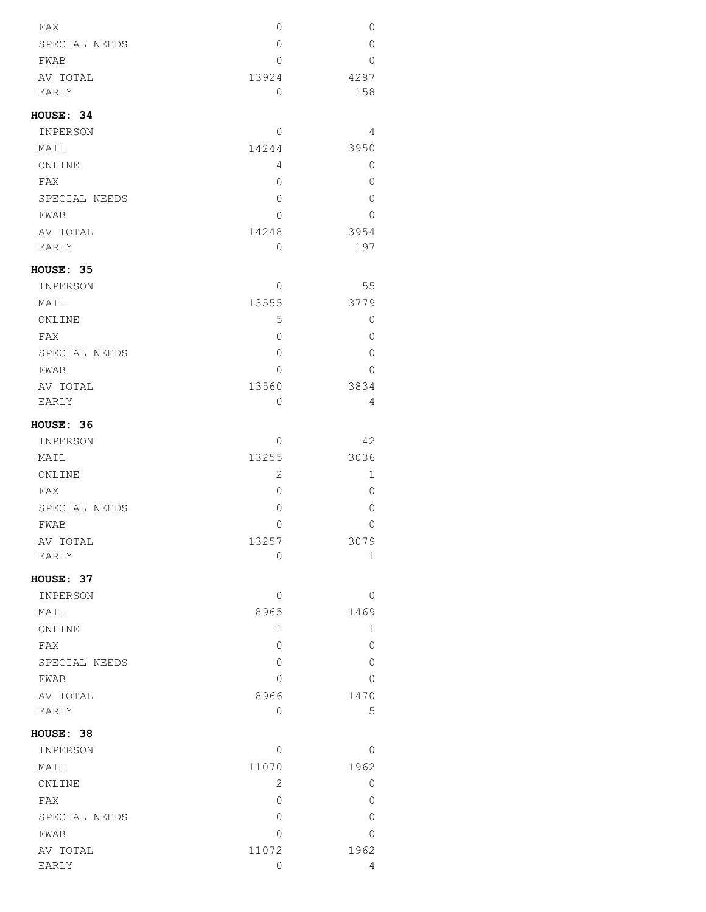| | | |
|---|---|---|
| FAX | 0 | 0 |
| SPECIAL NEEDS | 0 | 0 |
| FWAB | 0 | 0 |
| AV TOTAL | 13924 | 4287 |
| EARLY | 0 | 158 |

**HOUSE: 34**

| | | |
|---|---|---|
| INPERSON | 0 | 4 |
| MAIL | 14244 | 3950 |
| ONLINE | 4 | 0 |
| FAX | 0 | 0 |
| SPECIAL NEEDS | 0 | 0 |
| FWAB | 0 | 0 |
| AV TOTAL | 14248 | 3954 |
| EARLY | 0 | 197 |

**HOUSE: 35**

| | | |
|---|---|---|
| INPERSON | 0 | 55 |
| MAIL | 13555 | 3779 |
| ONLINE | 5 | 0 |
| FAX | 0 | 0 |
| SPECIAL NEEDS | 0 | 0 |
| FWAB | 0 | 0 |
| AV TOTAL | 13560 | 3834 |
| EARLY | 0 | 4 |

**HOUSE: 36**

| | | |
|---|---|---|
| INPERSON | 0 | 42 |
| MAIL | 13255 | 3036 |
| ONLINE | 2 | 1 |
| FAX | 0 | 0 |
| SPECIAL NEEDS | 0 | 0 |
| FWAB | 0 | 0 |
| AV TOTAL | 13257 | 3079 |
| EARLY | 0 | 1 |

**HOUSE: 37**

| | | |
|---|---|---|
| INPERSON | 0 | 0 |
| MAIL | 8965 | 1469 |
| ONLINE | 1 | 1 |
| FAX | 0 | 0 |
| SPECIAL NEEDS | 0 | 0 |
| FWAB | 0 | 0 |
| AV TOTAL | 8966 | 1470 |
| EARLY | 0 | 5 |

**HOUSE: 38**

| | | |
|---|---|---|
| INPERSON | 0 | 0 |
| MAIL | 11070 | 1962 |
| ONLINE | 2 | 0 |
| FAX | 0 | 0 |
| SPECIAL NEEDS | 0 | 0 |
| FWAB | 0 | 0 |
| AV TOTAL | 11072 | 1962 |
| EARLY | 0 | 4 |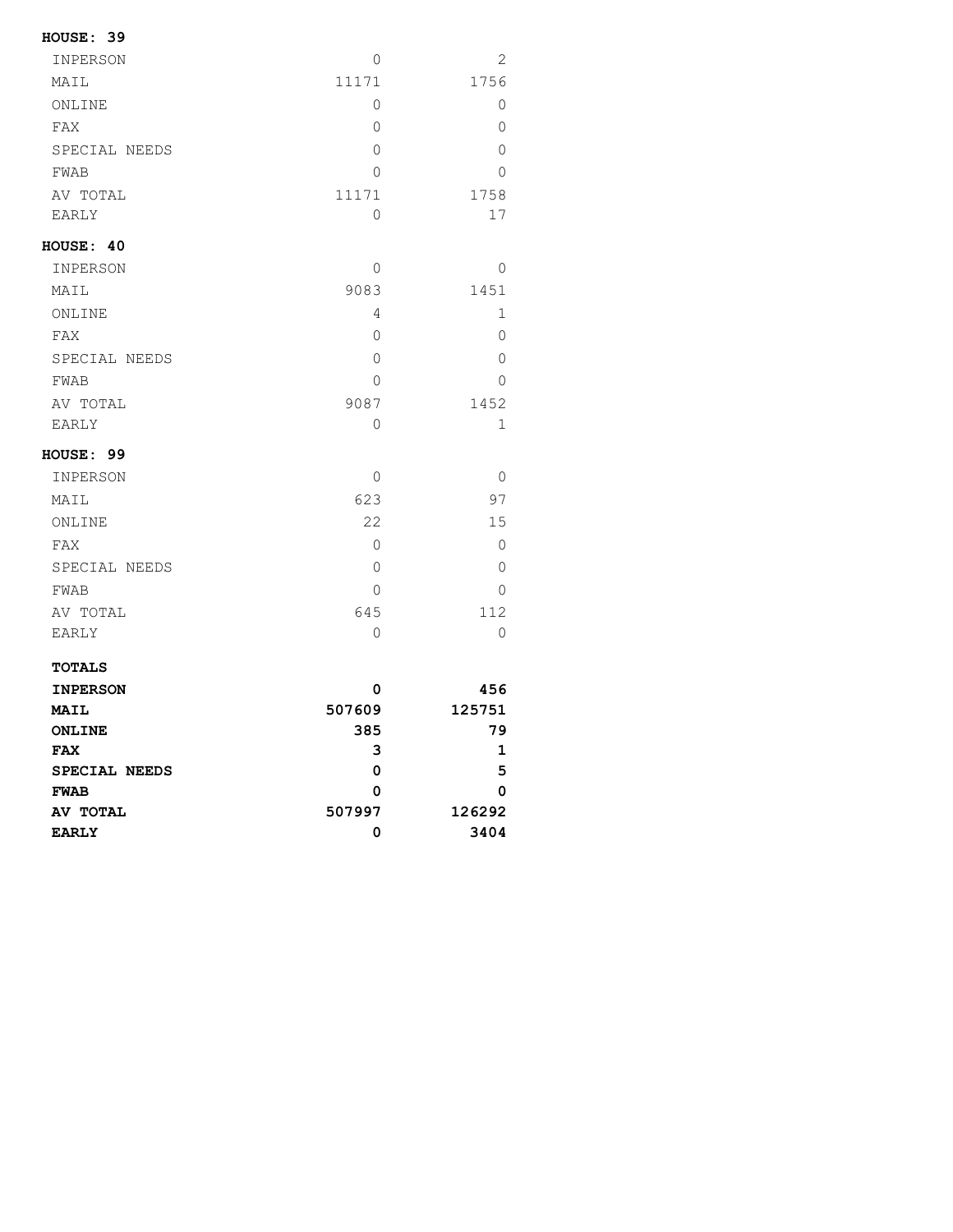**HOUSE: 39**

| | | |
|---|---|---|
| INPERSON | 0 | 2 |
| MAIL | 11171 | 1756 |
| ONLINE | 0 | 0 |
| FAX | 0 | 0 |
| SPECIAL NEEDS | 0 | 0 |
| FWAB | 0 | 0 |
| AV TOTAL | 11171 | 1758 |
| EARLY | 0 | 17 |

**HOUSE: 40**

| | | |
|---|---|---|
| INPERSON | 0 | 0 |
| MAIL | 9083 | 1451 |
| ONLINE | 4 | 1 |
| FAX | 0 | 0 |
| SPECIAL NEEDS | 0 | 0 |
| FWAB | 0 | 0 |
| AV TOTAL | 9087 | 1452 |
| EARLY | 0 | 1 |

**HOUSE: 99**

| | | |
|---|---|---|
| INPERSON | 0 | 0 |
| MAIL | 623 | 97 |
| ONLINE | 22 | 15 |
| FAX | 0 | 0 |
| SPECIAL NEEDS | 0 | 0 |
| FWAB | 0 | 0 |
| AV TOTAL | 645 | 112 |
| EARLY | 0 | 0 |

**TOTALS**

| | | |
|---|---|---|
| **INPERSON** | **0** | **456** |
| **MAIL** | **507609** | **125751** |
| **ONLINE** | **385** | **79** |
| **FAX** | **3** | **1** |
| **SPECIAL NEEDS** | **0** | **5** |
| **FWAB** | **0** | **0** |
| **AV TOTAL** | **507997** | **126292** |
| **EARLY** | **0** | **3404** |